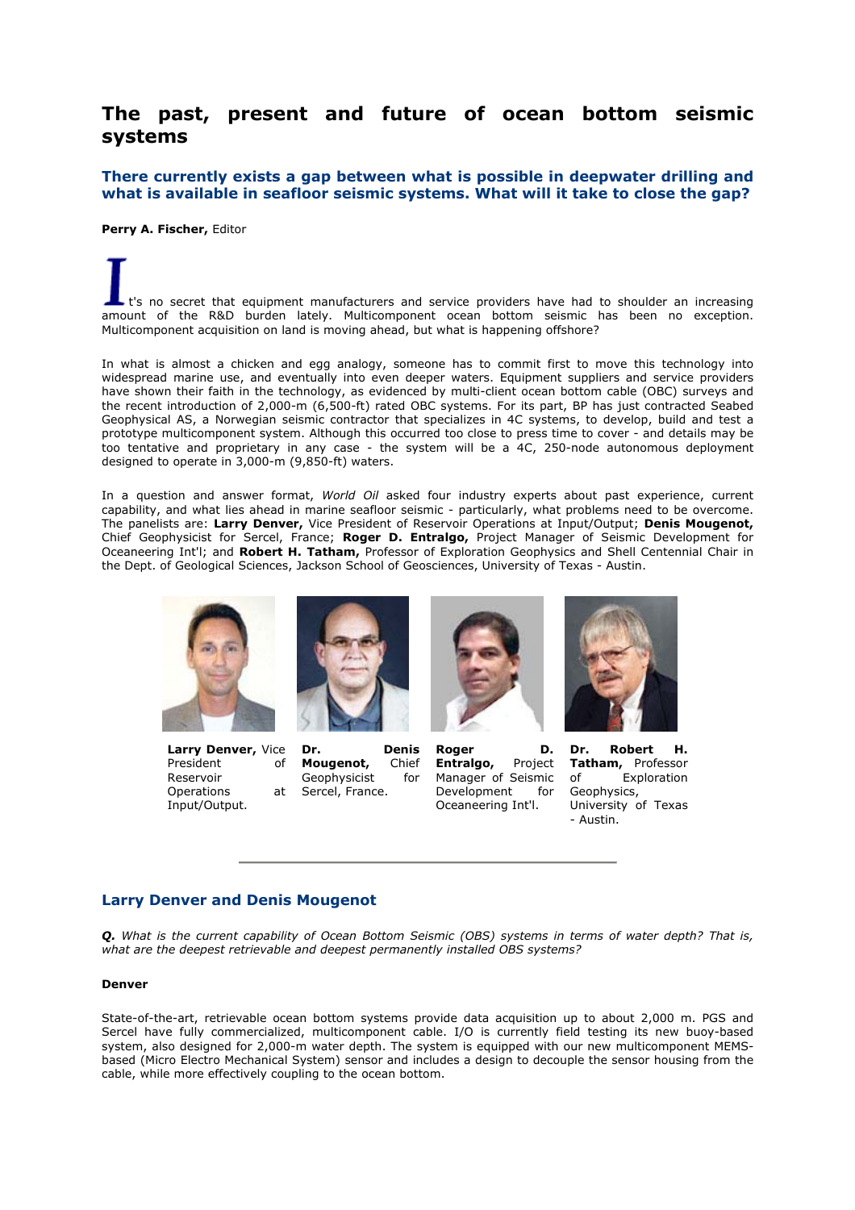# The past, present and future of ocean bottom seismic systems

## There currently exists a gap between what is possible in deepwater drilling and what is available in seafloor seismic systems. What will it take to close the gap?

**Perry A. Fischer,** Editor

It's no secret that equipment manufacturers and service providers have had to shoulder an increasing amount of the R&D burden lately. Multicomponent ocean bottom seismic has been no exception. Multicomponent acquisition on land is moving ahead, but what is happening offshore?

In what is almost a chicken and egg analogy, someone has to commit first to move this technology into widespread marine use, and eventually into even deeper waters. Equipment suppliers and service providers have shown their faith in the technology, as evidenced by multi-client ocean bottom cable (OBC) surveys and the recent introduction of 2,000-m (6,500-ft) rated OBC systems. For its part, BP has just contracted Seabed Geophysical AS, a Norwegian seismic contractor that specializes in 4C systems, to develop, build and test a prototype multicomponent system. Although this occurred too close to press time to cover - and details may be too tentative and proprietary in any case - the system will be a 4C, 250-node autonomous deployment designed to operate in 3,000-m (9,850-ft) waters.

In a question and answer format, *World Oil* asked four industry experts about past experience, current capability, and what lies ahead in marine seafloor seismic - particularly, what problems need to be overcome. The panelists are: **Larry Denver,** Vice President of Reservoir Operations at Input/Output; **Denis Mougenot,** Chief Geophysicist for Sercel, France; **Roger D. Entralgo,** Project Manager of Seismic Development for Oceaneering Int'l; and **Robert H. Tatham,** Professor of Exploration Geophysics and Shell Centennial Chair in the Dept. of Geological Sciences, Jackson School of Geosciences, University of Texas - Austin.

**Larry Denver,** Vice President of Reservoir Operations at Input/Output.

**Dr. Denis Mougenot,** Chief Geophysicist for Sercel, France.

**Roger D. Entralgo,** Project Manager of Seismic Development for Oceaneering Int'l.

**Dr. Robert H. Tatham,** Professor of Exploration Geophysics, University of Texas - Austin.

---

## Larry Denver and Denis Mougenot

***Q.*** *What is the current capability of Ocean Bottom Seismic (OBS) systems in terms of water depth? That is, what are the deepest retrievable and deepest permanently installed OBS systems?*

**Denver**

State-of-the-art, retrievable ocean bottom systems provide data acquisition up to about 2,000 m. PGS and Sercel have fully commercialized, multicomponent cable. I/O is currently field testing its new buoy-based system, also designed for 2,000-m water depth. The system is equipped with our new multicomponent MEMS-based (Micro Electro Mechanical System) sensor and includes a design to decouple the sensor housing from the cable, while more effectively coupling to the ocean bottom.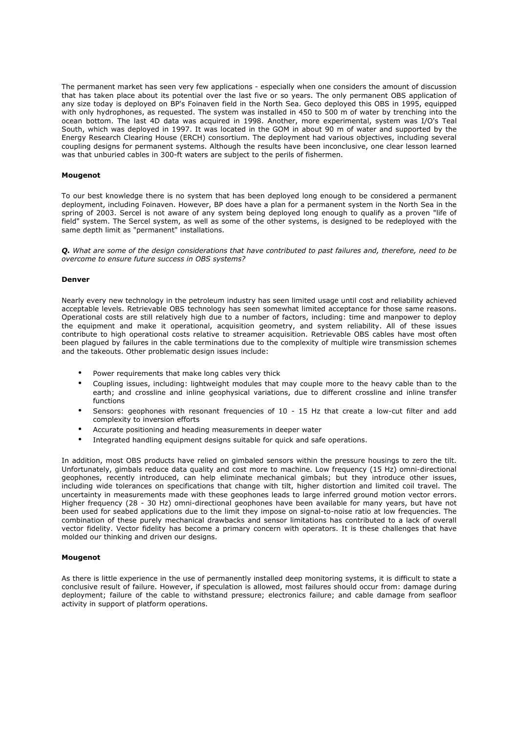The permanent market has seen very few applications - especially when one considers the amount of discussion that has taken place about its potential over the last five or so years. The only permanent OBS application of any size today is deployed on BP's Foinaven field in the North Sea. Geco deployed this OBS in 1995, equipped with only hydrophones, as requested. The system was installed in 450 to 500 m of water by trenching into the ocean bottom. The last 4D data was acquired in 1998. Another, more experimental, system was I/O's Teal South, which was deployed in 1997. It was located in the GOM in about 90 m of water and supported by the Energy Research Clearing House (ERCH) consortium. The deployment had various objectives, including several coupling designs for permanent systems. Although the results have been inconclusive, one clear lesson learned was that unburied cables in 300-ft waters are subject to the perils of fishermen.

**Mougenot**

To our best knowledge there is no system that has been deployed long enough to be considered a permanent deployment, including Foinaven. However, BP does have a plan for a permanent system in the North Sea in the spring of 2003. Sercel is not aware of any system being deployed long enough to qualify as a proven "life of field" system. The Sercel system, as well as some of the other systems, is designed to be redeployed with the same depth limit as "permanent" installations.

***Q.*** *What are some of the design considerations that have contributed to past failures and, therefore, need to be overcome to ensure future success in OBS systems?*

**Denver**

Nearly every new technology in the petroleum industry has seen limited usage until cost and reliability achieved acceptable levels. Retrievable OBS technology has seen somewhat limited acceptance for those same reasons. Operational costs are still relatively high due to a number of factors, including: time and manpower to deploy the equipment and make it operational, acquisition geometry, and system reliability. All of these issues contribute to high operational costs relative to streamer acquisition. Retrievable OBS cables have most often been plagued by failures in the cable terminations due to the complexity of multiple wire transmission schemes and the takeouts. Other problematic design issues include:

- Power requirements that make long cables very thick
- Coupling issues, including: lightweight modules that may couple more to the heavy cable than to the earth; and crossline and inline geophysical variations, due to different crossline and inline transfer functions
- Sensors: geophones with resonant frequencies of 10 - 15 Hz that create a low-cut filter and add complexity to inversion efforts
- Accurate positioning and heading measurements in deeper water
- Integrated handling equipment designs suitable for quick and safe operations.

In addition, most OBS products have relied on gimbaled sensors within the pressure housings to zero the tilt. Unfortunately, gimbals reduce data quality and cost more to machine. Low frequency (15 Hz) omni-directional geophones, recently introduced, can help eliminate mechanical gimbals; but they introduce other issues, including wide tolerances on specifications that change with tilt, higher distortion and limited coil travel. The uncertainty in measurements made with these geophones leads to large inferred ground motion vector errors. Higher frequency (28 - 30 Hz) omni-directional geophones have been available for many years, but have not been used for seabed applications due to the limit they impose on signal-to-noise ratio at low frequencies. The combination of these purely mechanical drawbacks and sensor limitations has contributed to a lack of overall vector fidelity. Vector fidelity has become a primary concern with operators. It is these challenges that have molded our thinking and driven our designs.

**Mougenot**

As there is little experience in the use of permanently installed deep monitoring systems, it is difficult to state a conclusive result of failure. However, if speculation is allowed, most failures should occur from: damage during deployment; failure of the cable to withstand pressure; electronics failure; and cable damage from seafloor activity in support of platform operations.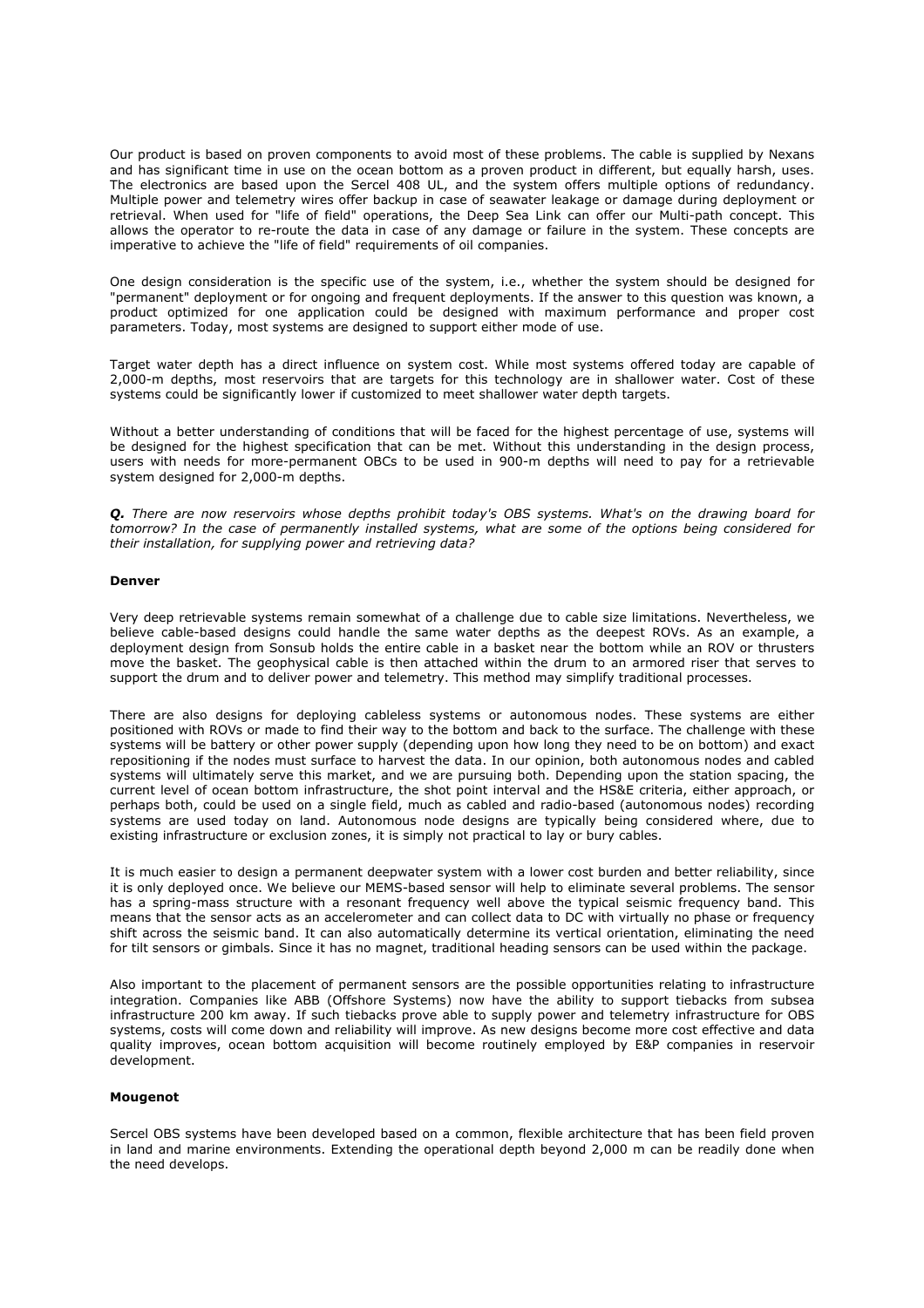Our product is based on proven components to avoid most of these problems. The cable is supplied by Nexans and has significant time in use on the ocean bottom as a proven product in different, but equally harsh, uses. The electronics are based upon the Sercel 408 UL, and the system offers multiple options of redundancy. Multiple power and telemetry wires offer backup in case of seawater leakage or damage during deployment or retrieval. When used for "life of field" operations, the Deep Sea Link can offer our Multi-path concept. This allows the operator to re-route the data in case of any damage or failure in the system. These concepts are imperative to achieve the "life of field" requirements of oil companies.

One design consideration is the specific use of the system, i.e., whether the system should be designed for "permanent" deployment or for ongoing and frequent deployments. If the answer to this question was known, a product optimized for one application could be designed with maximum performance and proper cost parameters. Today, most systems are designed to support either mode of use.

Target water depth has a direct influence on system cost. While most systems offered today are capable of 2,000-m depths, most reservoirs that are targets for this technology are in shallower water. Cost of these systems could be significantly lower if customized to meet shallower water depth targets.

Without a better understanding of conditions that will be faced for the highest percentage of use, systems will be designed for the highest specification that can be met. Without this understanding in the design process, users with needs for more-permanent OBCs to be used in 900-m depths will need to pay for a retrievable system designed for 2,000-m depths.

***Q.*** *There are now reservoirs whose depths prohibit today's OBS systems. What's on the drawing board for tomorrow? In the case of permanently installed systems, what are some of the options being considered for their installation, for supplying power and retrieving data?*

**Denver**

Very deep retrievable systems remain somewhat of a challenge due to cable size limitations. Nevertheless, we believe cable-based designs could handle the same water depths as the deepest ROVs. As an example, a deployment design from Sonsub holds the entire cable in a basket near the bottom while an ROV or thrusters move the basket. The geophysical cable is then attached within the drum to an armored riser that serves to support the drum and to deliver power and telemetry. This method may simplify traditional processes.

There are also designs for deploying cableless systems or autonomous nodes. These systems are either positioned with ROVs or made to find their way to the bottom and back to the surface. The challenge with these systems will be battery or other power supply (depending upon how long they need to be on bottom) and exact repositioning if the nodes must surface to harvest the data. In our opinion, both autonomous nodes and cabled systems will ultimately serve this market, and we are pursuing both. Depending upon the station spacing, the current level of ocean bottom infrastructure, the shot point interval and the HS&E criteria, either approach, or perhaps both, could be used on a single field, much as cabled and radio-based (autonomous nodes) recording systems are used today on land. Autonomous node designs are typically being considered where, due to existing infrastructure or exclusion zones, it is simply not practical to lay or bury cables.

It is much easier to design a permanent deepwater system with a lower cost burden and better reliability, since it is only deployed once. We believe our MEMS-based sensor will help to eliminate several problems. The sensor has a spring-mass structure with a resonant frequency well above the typical seismic frequency band. This means that the sensor acts as an accelerometer and can collect data to DC with virtually no phase or frequency shift across the seismic band. It can also automatically determine its vertical orientation, eliminating the need for tilt sensors or gimbals. Since it has no magnet, traditional heading sensors can be used within the package.

Also important to the placement of permanent sensors are the possible opportunities relating to infrastructure integration. Companies like ABB (Offshore Systems) now have the ability to support tiebacks from subsea infrastructure 200 km away. If such tiebacks prove able to supply power and telemetry infrastructure for OBS systems, costs will come down and reliability will improve. As new designs become more cost effective and data quality improves, ocean bottom acquisition will become routinely employed by E&P companies in reservoir development.

**Mougenot**

Sercel OBS systems have been developed based on a common, flexible architecture that has been field proven in land and marine environments. Extending the operational depth beyond 2,000 m can be readily done when the need develops.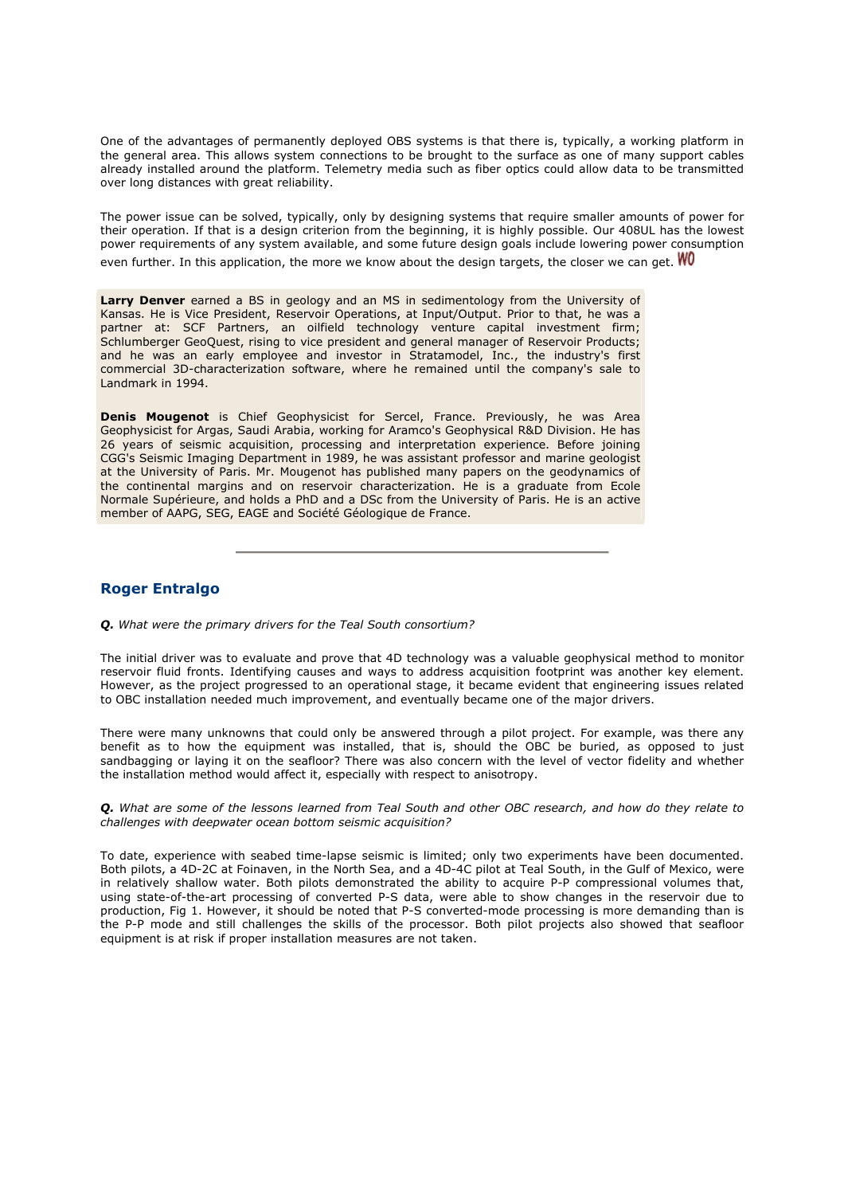One of the advantages of permanently deployed OBS systems is that there is, typically, a working platform in the general area. This allows system connections to be brought to the surface as one of many support cables already installed around the platform. Telemetry media such as fiber optics could allow data to be transmitted over long distances with great reliability.

The power issue can be solved, typically, only by designing systems that require smaller amounts of power for their operation. If that is a design criterion from the beginning, it is highly possible. Our 408UL has the lowest power requirements of any system available, and some future design goals include lowering power consumption even further. In this application, the more we know about the design targets, the closer we can get. WO

**Larry Denver** earned a BS in geology and an MS in sedimentology from the University of Kansas. He is Vice President, Reservoir Operations, at Input/Output. Prior to that, he was a partner at: SCF Partners, an oilfield technology venture capital investment firm; Schlumberger GeoQuest, rising to vice president and general manager of Reservoir Products; and he was an early employee and investor in Stratamodel, Inc., the industry's first commercial 3D-characterization software, where he remained until the company's sale to Landmark in 1994.

**Denis Mougenot** is Chief Geophysicist for Sercel, France. Previously, he was Area Geophysicist for Argas, Saudi Arabia, working for Aramco's Geophysical R&D Division. He has 26 years of seismic acquisition, processing and interpretation experience. Before joining CGG's Seismic Imaging Department in 1989, he was assistant professor and marine geologist at the University of Paris. Mr. Mougenot has published many papers on the geodynamics of the continental margins and on reservoir characterization. He is a graduate from Ecole Normale Supérieure, and holds a PhD and a DSc from the University of Paris. He is an active member of AAPG, SEG, EAGE and Société Géologique de France.

---

## Roger Entralgo

***Q.*** *What were the primary drivers for the Teal South consortium?*

The initial driver was to evaluate and prove that 4D technology was a valuable geophysical method to monitor reservoir fluid fronts. Identifying causes and ways to address acquisition footprint was another key element. However, as the project progressed to an operational stage, it became evident that engineering issues related to OBC installation needed much improvement, and eventually became one of the major drivers.

There were many unknowns that could only be answered through a pilot project. For example, was there any benefit as to how the equipment was installed, that is, should the OBC be buried, as opposed to just sandbagging or laying it on the seafloor? There was also concern with the level of vector fidelity and whether the installation method would affect it, especially with respect to anisotropy.

***Q.*** *What are some of the lessons learned from Teal South and other OBC research, and how do they relate to challenges with deepwater ocean bottom seismic acquisition?*

To date, experience with seabed time-lapse seismic is limited; only two experiments have been documented. Both pilots, a 4D-2C at Foinaven, in the North Sea, and a 4D-4C pilot at Teal South, in the Gulf of Mexico, were in relatively shallow water. Both pilots demonstrated the ability to acquire P-P compressional volumes that, using state-of-the-art processing of converted P-S data, were able to show changes in the reservoir due to production, Fig 1. However, it should be noted that P-S converted-mode processing is more demanding than is the P-P mode and still challenges the skills of the processor. Both pilot projects also showed that seafloor equipment is at risk if proper installation measures are not taken.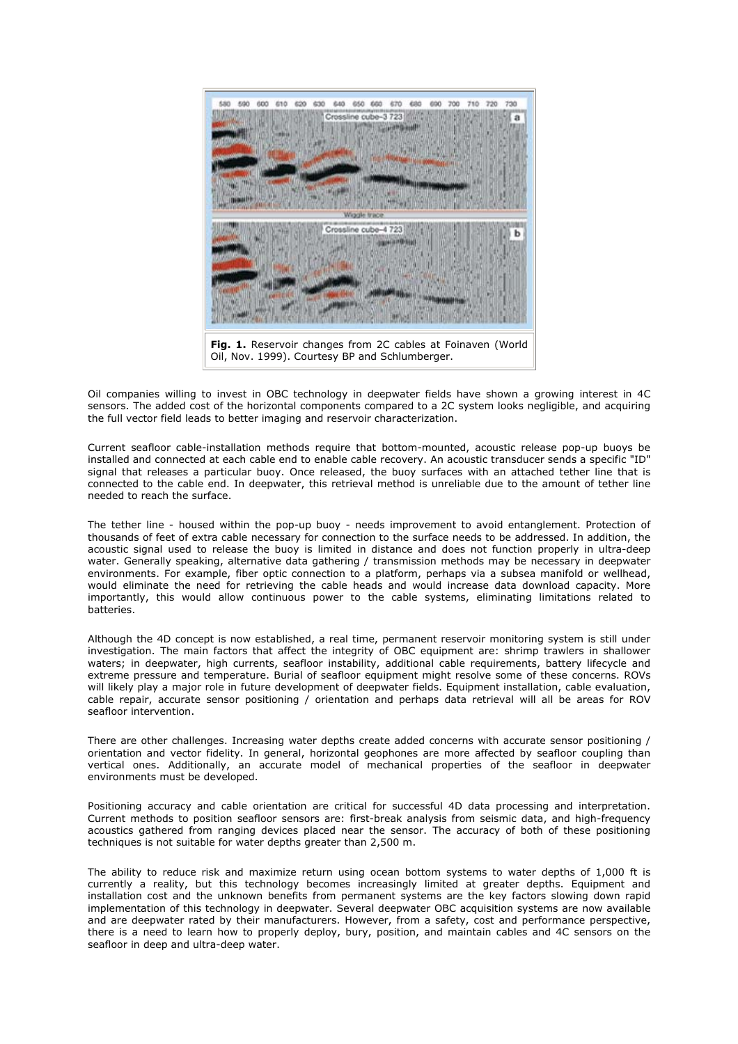**Fig. 1.** Reservoir changes from 2C cables at Foinaven (World Oil, Nov. 1999). Courtesy BP and Schlumberger.

Oil companies willing to invest in OBC technology in deepwater fields have shown a growing interest in 4C sensors. The added cost of the horizontal components compared to a 2C system looks negligible, and acquiring the full vector field leads to better imaging and reservoir characterization.

Current seafloor cable-installation methods require that bottom-mounted, acoustic release pop-up buoys be installed and connected at each cable end to enable cable recovery. An acoustic transducer sends a specific "ID" signal that releases a particular buoy. Once released, the buoy surfaces with an attached tether line that is connected to the cable end. In deepwater, this retrieval method is unreliable due to the amount of tether line needed to reach the surface.

The tether line - housed within the pop-up buoy - needs improvement to avoid entanglement. Protection of thousands of feet of extra cable necessary for connection to the surface needs to be addressed. In addition, the acoustic signal used to release the buoy is limited in distance and does not function properly in ultra-deep water. Generally speaking, alternative data gathering / transmission methods may be necessary in deepwater environments. For example, fiber optic connection to a platform, perhaps via a subsea manifold or wellhead, would eliminate the need for retrieving the cable heads and would increase data download capacity. More importantly, this would allow continuous power to the cable systems, eliminating limitations related to batteries.

Although the 4D concept is now established, a real time, permanent reservoir monitoring system is still under investigation. The main factors that affect the integrity of OBC equipment are: shrimp trawlers in shallower waters; in deepwater, high currents, seafloor instability, additional cable requirements, battery lifecycle and extreme pressure and temperature. Burial of seafloor equipment might resolve some of these concerns. ROVs will likely play a major role in future development of deepwater fields. Equipment installation, cable evaluation, cable repair, accurate sensor positioning / orientation and perhaps data retrieval will all be areas for ROV seafloor intervention.

There are other challenges. Increasing water depths create added concerns with accurate sensor positioning / orientation and vector fidelity. In general, horizontal geophones are more affected by seafloor coupling than vertical ones. Additionally, an accurate model of mechanical properties of the seafloor in deepwater environments must be developed.

Positioning accuracy and cable orientation are critical for successful 4D data processing and interpretation. Current methods to position seafloor sensors are: first-break analysis from seismic data, and high-frequency acoustics gathered from ranging devices placed near the sensor. The accuracy of both of these positioning techniques is not suitable for water depths greater than 2,500 m.

The ability to reduce risk and maximize return using ocean bottom systems to water depths of 1,000 ft is currently a reality, but this technology becomes increasingly limited at greater depths. Equipment and installation cost and the unknown benefits from permanent systems are the key factors slowing down rapid implementation of this technology in deepwater. Several deepwater OBC acquisition systems are now available and are deepwater rated by their manufacturers. However, from a safety, cost and performance perspective, there is a need to learn how to properly deploy, bury, position, and maintain cables and 4C sensors on the seafloor in deep and ultra-deep water.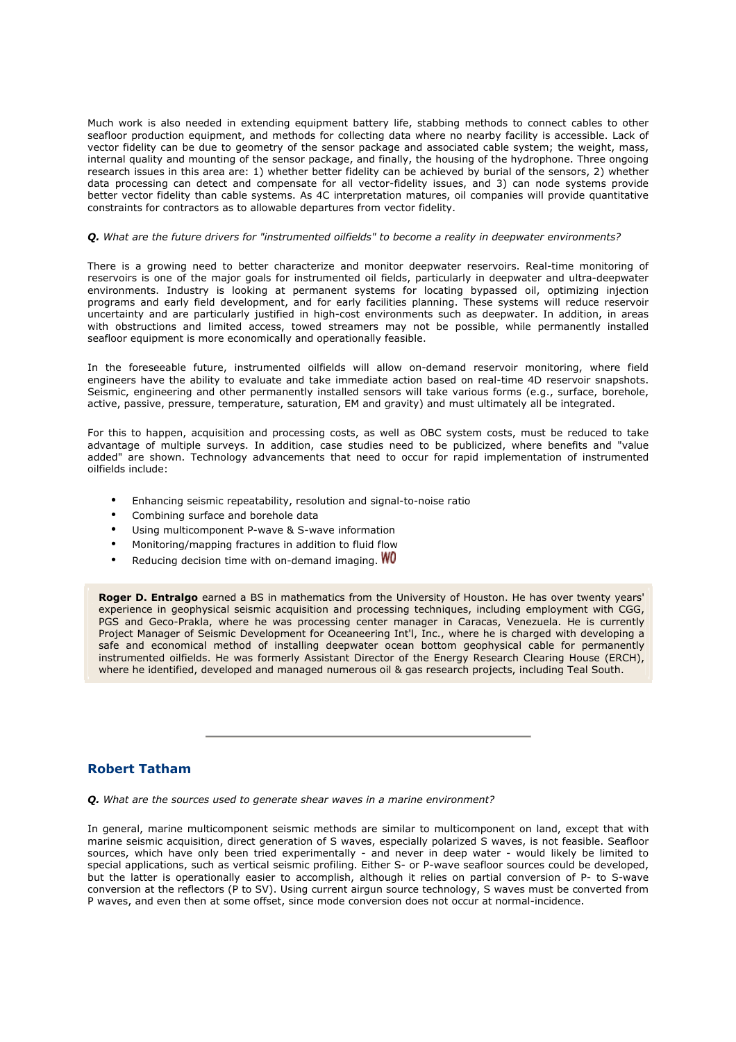Much work is also needed in extending equipment battery life, stabbing methods to connect cables to other seafloor production equipment, and methods for collecting data where no nearby facility is accessible. Lack of vector fidelity can be due to geometry of the sensor package and associated cable system; the weight, mass, internal quality and mounting of the sensor package, and finally, the housing of the hydrophone. Three ongoing research issues in this area are: 1) whether better fidelity can be achieved by burial of the sensors, 2) whether data processing can detect and compensate for all vector-fidelity issues, and 3) can node systems provide better vector fidelity than cable systems. As 4C interpretation matures, oil companies will provide quantitative constraints for contractors as to allowable departures from vector fidelity.

***Q.** What are the future drivers for "instrumented oilfields" to become a reality in deepwater environments?*

There is a growing need to better characterize and monitor deepwater reservoirs. Real-time monitoring of reservoirs is one of the major goals for instrumented oil fields, particularly in deepwater and ultra-deepwater environments. Industry is looking at permanent systems for locating bypassed oil, optimizing injection programs and early field development, and for early facilities planning. These systems will reduce reservoir uncertainty and are particularly justified in high-cost environments such as deepwater. In addition, in areas with obstructions and limited access, towed streamers may not be possible, while permanently installed seafloor equipment is more economically and operationally feasible.

In the foreseeable future, instrumented oilfields will allow on-demand reservoir monitoring, where field engineers have the ability to evaluate and take immediate action based on real-time 4D reservoir snapshots. Seismic, engineering and other permanently installed sensors will take various forms (e.g., surface, borehole, active, passive, pressure, temperature, saturation, EM and gravity) and must ultimately all be integrated.

For this to happen, acquisition and processing costs, as well as OBC system costs, must be reduced to take advantage of multiple surveys. In addition, case studies need to be publicized, where benefits and "value added" are shown. Technology advancements that need to occur for rapid implementation of instrumented oilfields include:

- Enhancing seismic repeatability, resolution and signal-to-noise ratio
- Combining surface and borehole data
- Using multicomponent P-wave & S-wave information
- Monitoring/mapping fractures in addition to fluid flow
- Reducing decision time with on-demand imaging. WO

**Roger D. Entralgo** earned a BS in mathematics from the University of Houston. He has over twenty years' experience in geophysical seismic acquisition and processing techniques, including employment with CGG, PGS and Geco-Prakla, where he was processing center manager in Caracas, Venezuela. He is currently Project Manager of Seismic Development for Oceaneering Int'l, Inc., where he is charged with developing a safe and economical method of installing deepwater ocean bottom geophysical cable for permanently instrumented oilfields. He was formerly Assistant Director of the Energy Research Clearing House (ERCH), where he identified, developed and managed numerous oil & gas research projects, including Teal South.

---

## Robert Tatham

***Q.** What are the sources used to generate shear waves in a marine environment?*

In general, marine multicomponent seismic methods are similar to multicomponent on land, except that with marine seismic acquisition, direct generation of S waves, especially polarized S waves, is not feasible. Seafloor sources, which have only been tried experimentally - and never in deep water - would likely be limited to special applications, such as vertical seismic profiling. Either S- or P-wave seafloor sources could be developed, but the latter is operationally easier to accomplish, although it relies on partial conversion of P- to S-wave conversion at the reflectors (P to SV). Using current airgun source technology, S waves must be converted from P waves, and even then at some offset, since mode conversion does not occur at normal-incidence.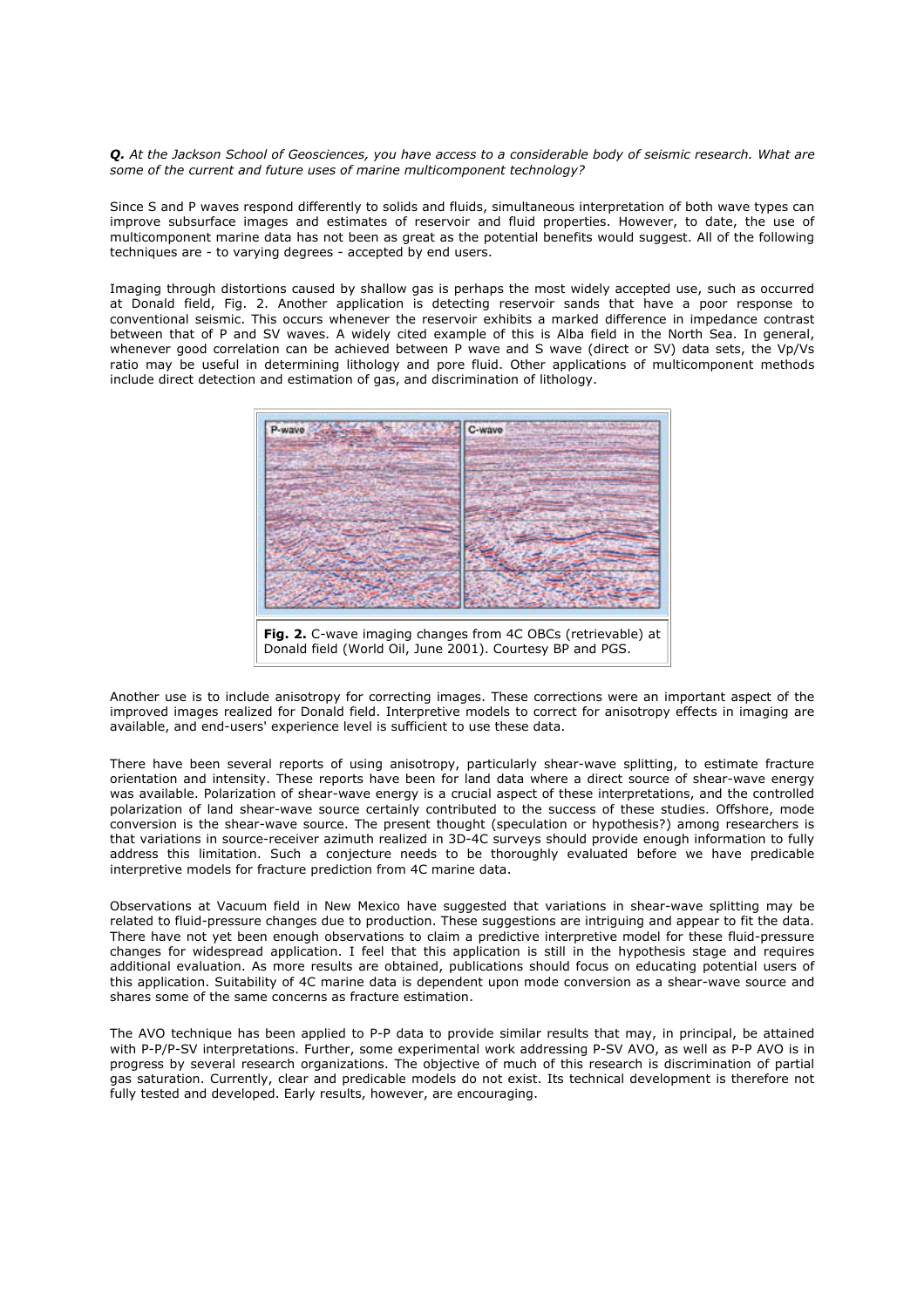***Q.** At the Jackson School of Geosciences, you have access to a considerable body of seismic research. What are some of the current and future uses of marine multicomponent technology?*

Since S and P waves respond differently to solids and fluids, simultaneous interpretation of both wave types can improve subsurface images and estimates of reservoir and fluid properties. However, to date, the use of multicomponent marine data has not been as great as the potential benefits would suggest. All of the following techniques are - to varying degrees - accepted by end users.

Imaging through distortions caused by shallow gas is perhaps the most widely accepted use, such as occurred at Donald field, Fig. 2. Another application is detecting reservoir sands that have a poor response to conventional seismic. This occurs whenever the reservoir exhibits a marked difference in impedance contrast between that of P and SV waves. A widely cited example of this is Alba field in the North Sea. In general, whenever good correlation can be achieved between P wave and S wave (direct or SV) data sets, the Vp/Vs ratio may be useful in determining lithology and pore fluid. Other applications of multicomponent methods include direct detection and estimation of gas, and discrimination of lithology.

**Fig. 2.** C-wave imaging changes from 4C OBCs (retrievable) at Donald field (World Oil, June 2001). Courtesy BP and PGS.

Another use is to include anisotropy for correcting images. These corrections were an important aspect of the improved images realized for Donald field. Interpretive models to correct for anisotropy effects in imaging are available, and end-users' experience level is sufficient to use these data.

There have been several reports of using anisotropy, particularly shear-wave splitting, to estimate fracture orientation and intensity. These reports have been for land data where a direct source of shear-wave energy was available. Polarization of shear-wave energy is a crucial aspect of these interpretations, and the controlled polarization of land shear-wave source certainly contributed to the success of these studies. Offshore, mode conversion is the shear-wave source. The present thought (speculation or hypothesis?) among researchers is that variations in source-receiver azimuth realized in 3D-4C surveys should provide enough information to fully address this limitation. Such a conjecture needs to be thoroughly evaluated before we have predicable interpretive models for fracture prediction from 4C marine data.

Observations at Vacuum field in New Mexico have suggested that variations in shear-wave splitting may be related to fluid-pressure changes due to production. These suggestions are intriguing and appear to fit the data. There have not yet been enough observations to claim a predictive interpretive model for these fluid-pressure changes for widespread application. I feel that this application is still in the hypothesis stage and requires additional evaluation. As more results are obtained, publications should focus on educating potential users of this application. Suitability of 4C marine data is dependent upon mode conversion as a shear-wave source and shares some of the same concerns as fracture estimation.

The AVO technique has been applied to P-P data to provide similar results that may, in principal, be attained with P-P/P-SV interpretations. Further, some experimental work addressing P-SV AVO, as well as P-P AVO is in progress by several research organizations. The objective of much of this research is discrimination of partial gas saturation. Currently, clear and predicable models do not exist. Its technical development is therefore not fully tested and developed. Early results, however, are encouraging.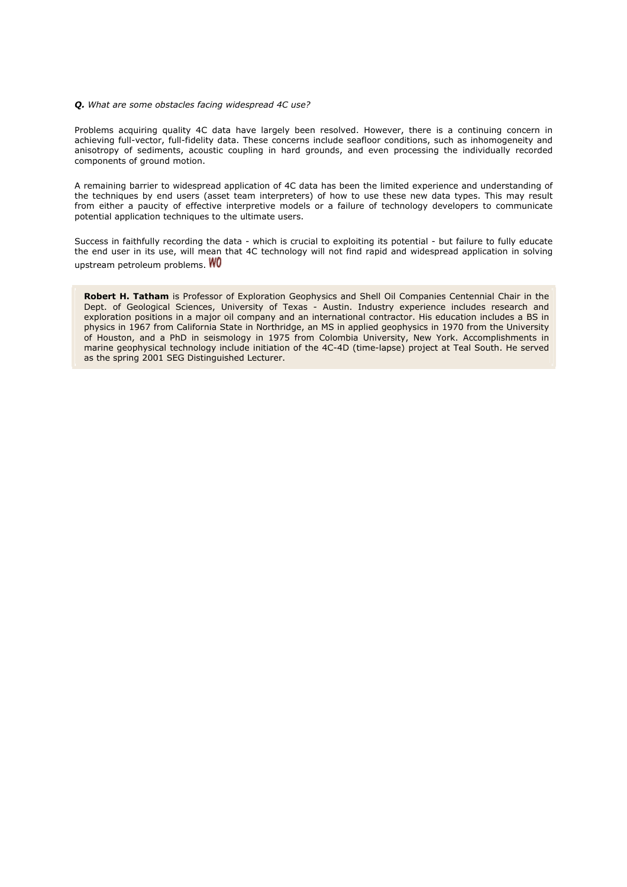***Q.*** *What are some obstacles facing widespread 4C use?*

Problems acquiring quality 4C data have largely been resolved. However, there is a continuing concern in achieving full-vector, full-fidelity data. These concerns include seafloor conditions, such as inhomogeneity and anisotropy of sediments, acoustic coupling in hard grounds, and even processing the individually recorded components of ground motion.

A remaining barrier to widespread application of 4C data has been the limited experience and understanding of the techniques by end users (asset team interpreters) of how to use these new data types. This may result from either a paucity of effective interpretive models or a failure of technology developers to communicate potential application techniques to the ultimate users.

Success in faithfully recording the data - which is crucial to exploiting its potential - but failure to fully educate the end user in its use, will mean that 4C technology will not find rapid and widespread application in solving upstream petroleum problems. WO

**Robert H. Tatham** is Professor of Exploration Geophysics and Shell Oil Companies Centennial Chair in the Dept. of Geological Sciences, University of Texas - Austin. Industry experience includes research and exploration positions in a major oil company and an international contractor. His education includes a BS in physics in 1967 from California State in Northridge, an MS in applied geophysics in 1970 from the University of Houston, and a PhD in seismology in 1975 from Colombia University, New York. Accomplishments in marine geophysical technology include initiation of the 4C-4D (time-lapse) project at Teal South. He served as the spring 2001 SEG Distinguished Lecturer.